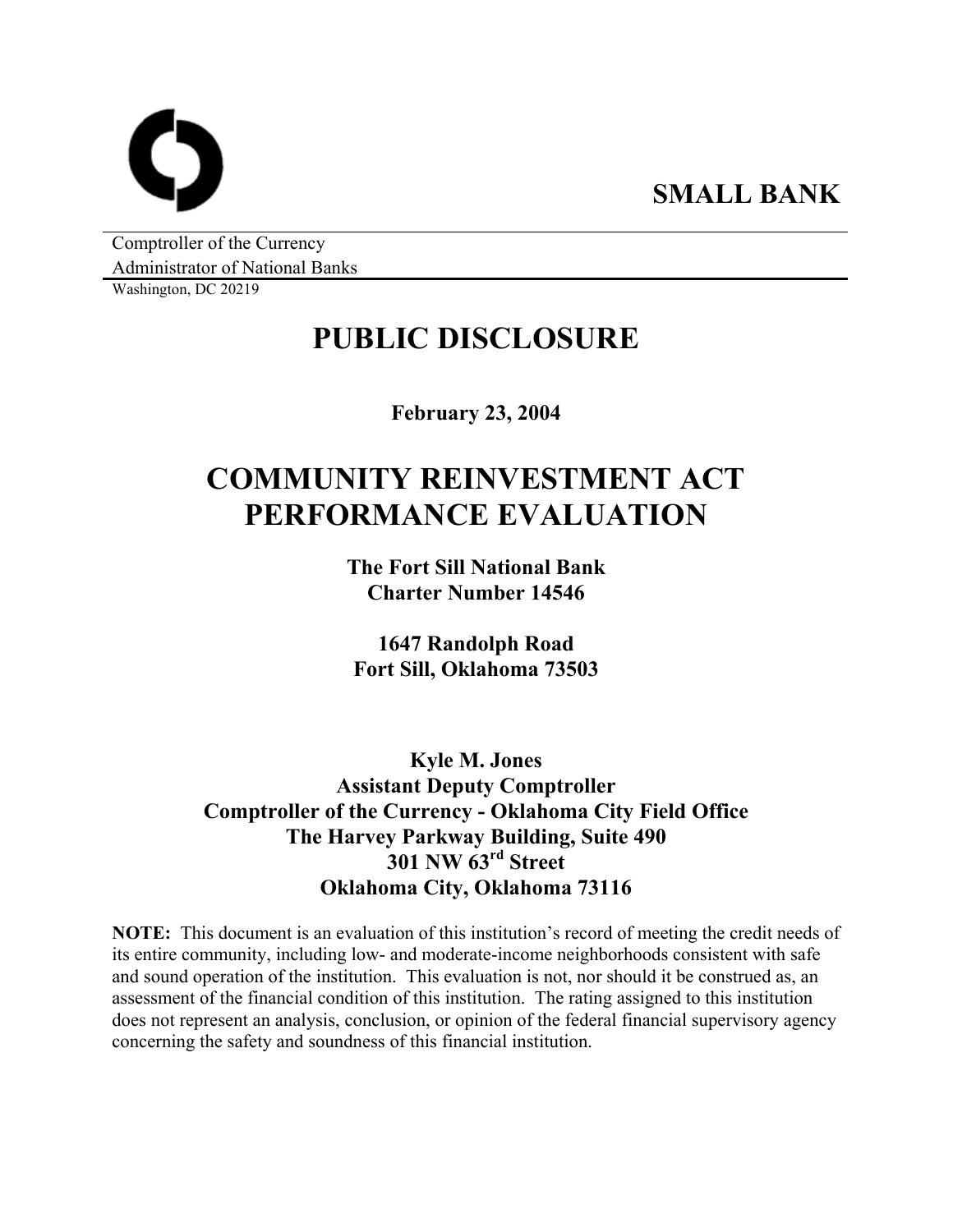**SMALL BANK**

Comptroller of the Currency
Administrator of National Banks
Washington, DC 20219

# PUBLIC DISCLOSURE

**February 23, 2004**

# COMMUNITY REINVESTMENT ACT PERFORMANCE EVALUATION

**The Fort Sill National Bank**
**Charter Number 14546**

**1647 Randolph Road**
**Fort Sill, Oklahoma 73503**

**Kyle M. Jones**
**Assistant Deputy Comptroller**
**Comptroller of the Currency - Oklahoma City Field Office**
**The Harvey Parkway Building, Suite 490**
**301 NW 63rd Street**
**Oklahoma City, Oklahoma 73116**

**NOTE:** This document is an evaluation of this institution's record of meeting the credit needs of its entire community, including low- and moderate-income neighborhoods consistent with safe and sound operation of the institution. This evaluation is not, nor should it be construed as, an assessment of the financial condition of this institution. The rating assigned to this institution does not represent an analysis, conclusion, or opinion of the federal financial supervisory agency concerning the safety and soundness of this financial institution.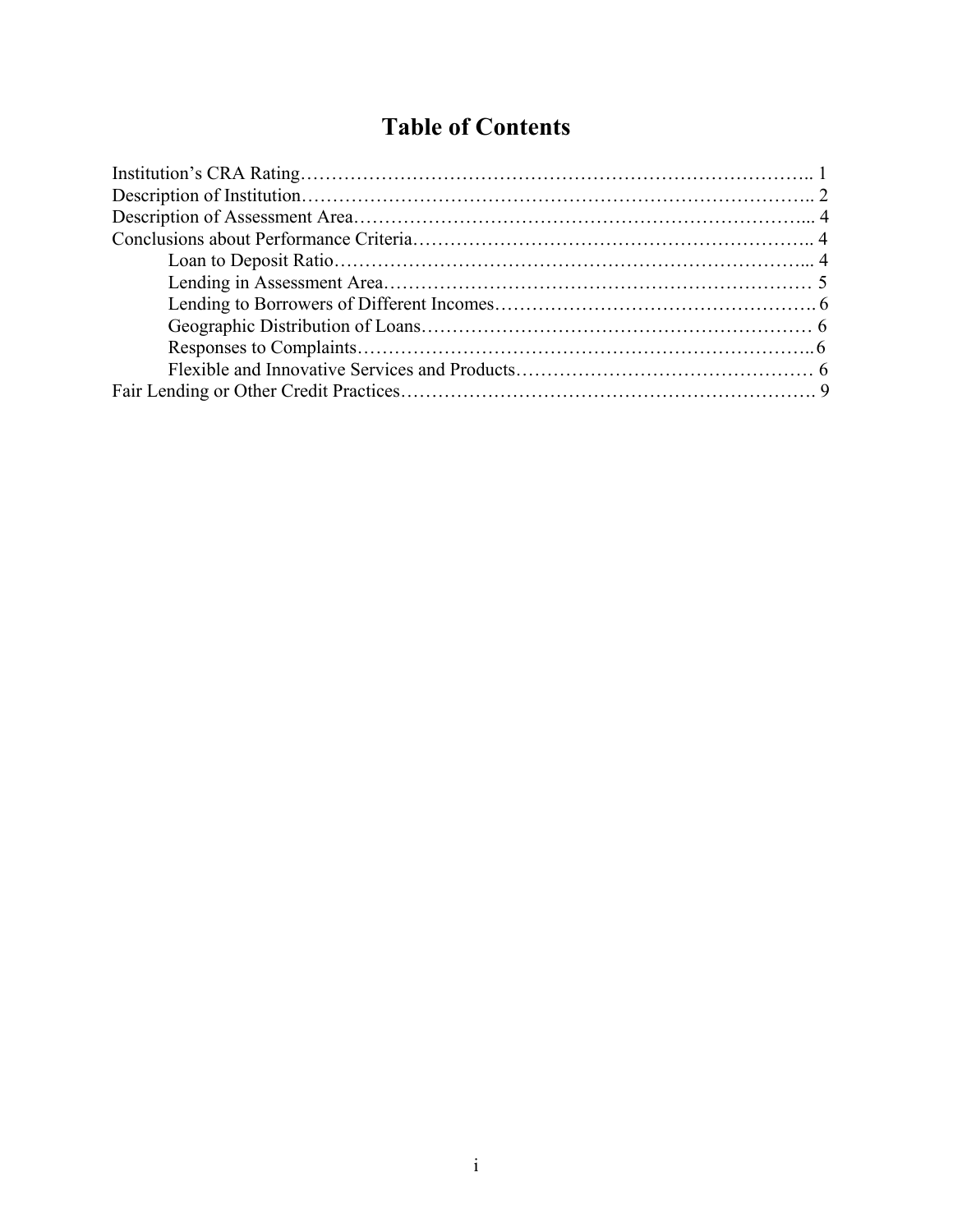# Table of Contents

Institution's CRA Rating………………………………………………………………….. 1
Description of Institution………………………………………………………………….. 2
Description of Assessment Area…………………………………………………………... 4
Conclusions about Performance Criteria………………………………………………….. 4
    Loan to Deposit Ratio………………………………………………………………... 4
    Lending in Assessment Area…………………………………………………………… 5
    Lending to Borrowers of Different Incomes……………………………………………. 6
    Geographic Distribution of Loans……………………………………………………… 6
    Responses to Complaints………………………………………………………………..6
    Flexible and Innovative Services and Products………………………………………… 6
Fair Lending or Other Credit Practices…………………………………………………………. 9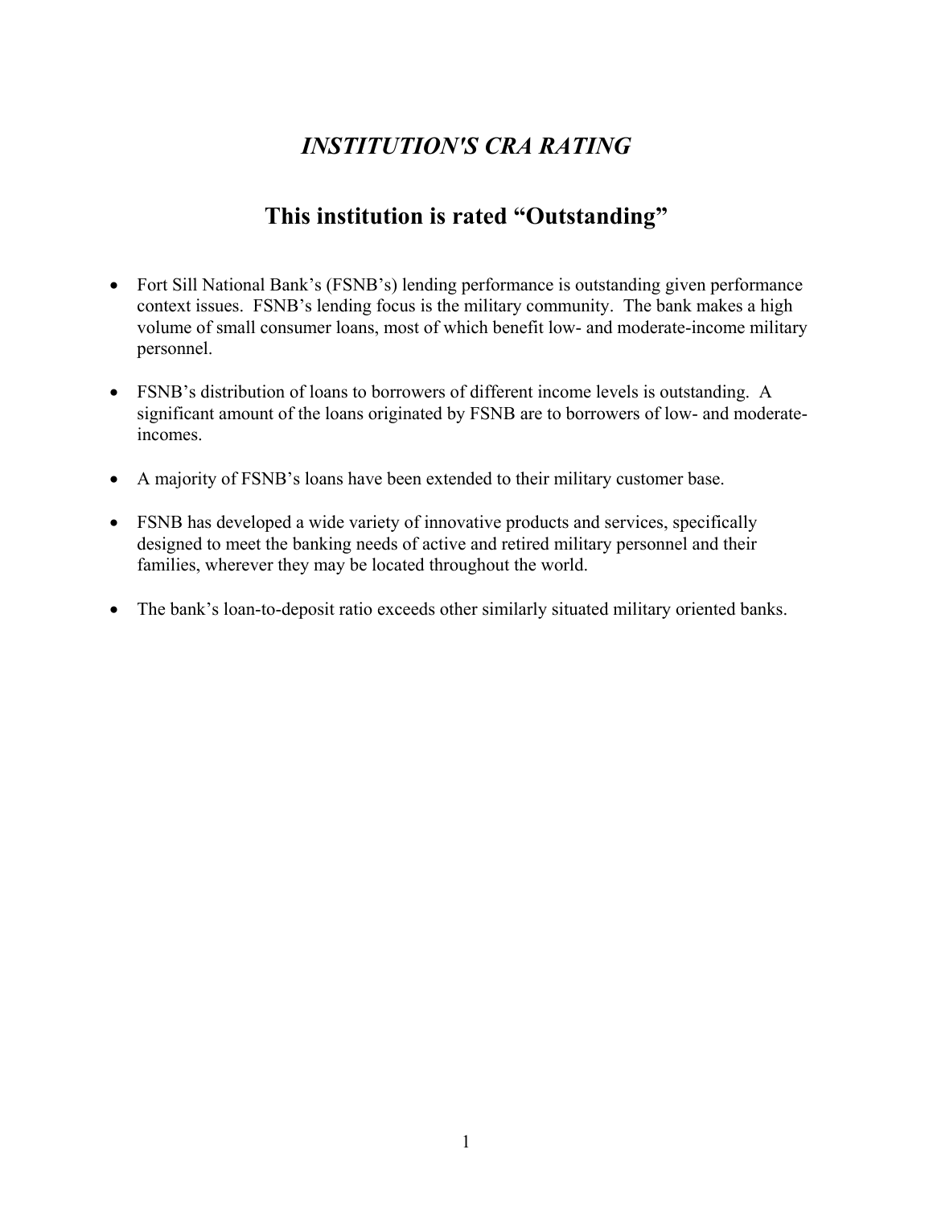# *INSTITUTION'S CRA RATING*

## This institution is rated "Outstanding"

- Fort Sill National Bank's (FSNB's) lending performance is outstanding given performance context issues. FSNB's lending focus is the military community. The bank makes a high volume of small consumer loans, most of which benefit low- and moderate-income military personnel.

- FSNB's distribution of loans to borrowers of different income levels is outstanding. A significant amount of the loans originated by FSNB are to borrowers of low- and moderate-incomes.

- A majority of FSNB's loans have been extended to their military customer base.

- FSNB has developed a wide variety of innovative products and services, specifically designed to meet the banking needs of active and retired military personnel and their families, wherever they may be located throughout the world.

- The bank's loan-to-deposit ratio exceeds other similarly situated military oriented banks.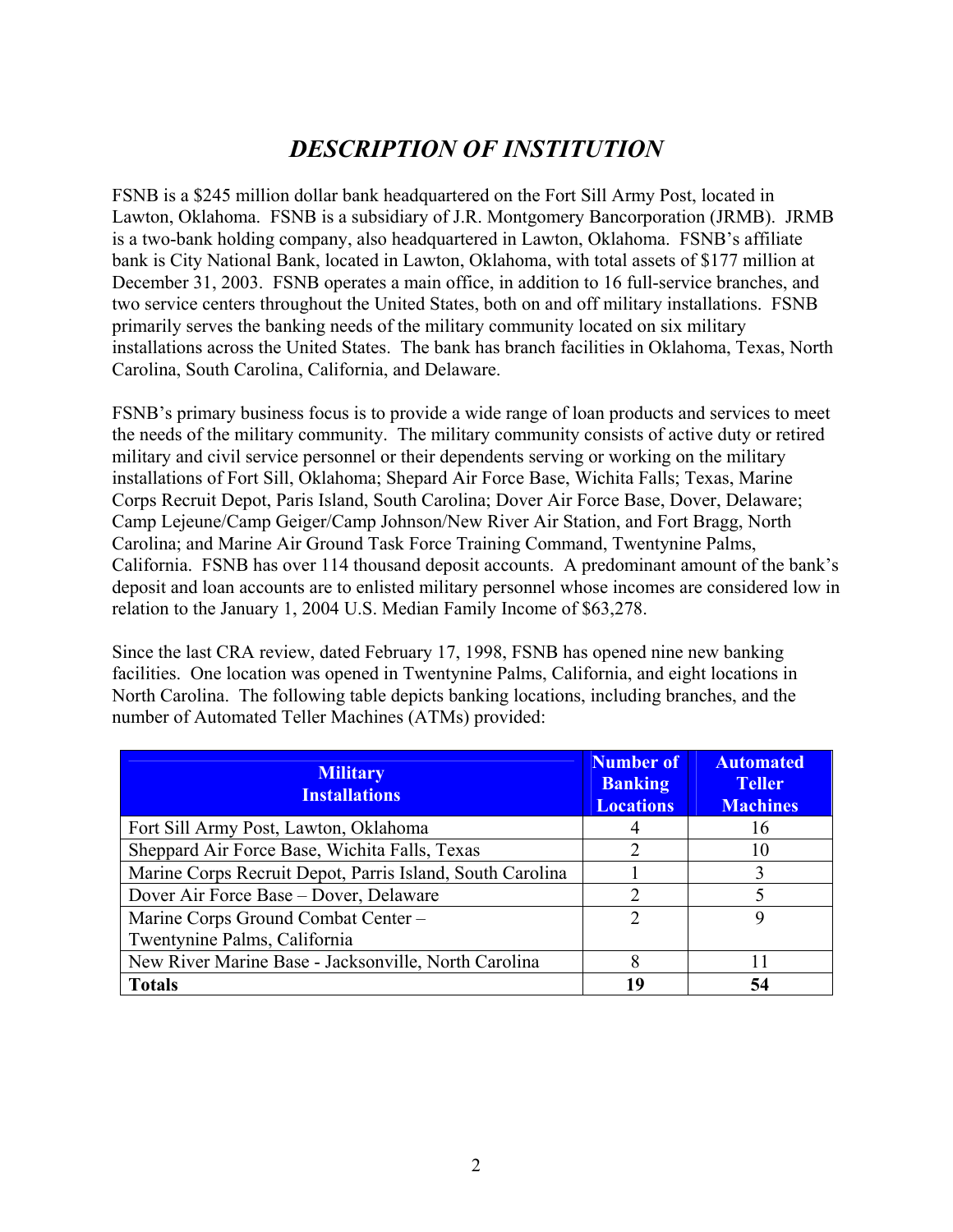# *DESCRIPTION OF INSTITUTION*

FSNB is a $245 million dollar bank headquartered on the Fort Sill Army Post, located in Lawton, Oklahoma. FSNB is a subsidiary of J.R. Montgomery Bancorporation (JRMB). JRMB is a two-bank holding company, also headquartered in Lawton, Oklahoma. FSNB's affiliate bank is City National Bank, located in Lawton, Oklahoma, with total assets of $177 million at December 31, 2003. FSNB operates a main office, in addition to 16 full-service branches, and two service centers throughout the United States, both on and off military installations. FSNB primarily serves the banking needs of the military community located on six military installations across the United States. The bank has branch facilities in Oklahoma, Texas, North Carolina, South Carolina, California, and Delaware.

FSNB's primary business focus is to provide a wide range of loan products and services to meet the needs of the military community. The military community consists of active duty or retired military and civil service personnel or their dependents serving or working on the military installations of Fort Sill, Oklahoma; Shepard Air Force Base, Wichita Falls; Texas, Marine Corps Recruit Depot, Paris Island, South Carolina; Dover Air Force Base, Dover, Delaware; Camp Lejeune/Camp Geiger/Camp Johnson/New River Air Station, and Fort Bragg, North Carolina; and Marine Air Ground Task Force Training Command, Twentynine Palms, California. FSNB has over 114 thousand deposit accounts. A predominant amount of the bank's deposit and loan accounts are to enlisted military personnel whose incomes are considered low in relation to the January 1, 2004 U.S. Median Family Income of $63,278.

Since the last CRA review, dated February 17, 1998, FSNB has opened nine new banking facilities. One location was opened in Twentynine Palms, California, and eight locations in North Carolina. The following table depicts banking locations, including branches, and the number of Automated Teller Machines (ATMs) provided:

| Military Installations | Number of Banking Locations | Automated Teller Machines |
|---|---|---|
| Fort Sill Army Post, Lawton, Oklahoma | 4 | 16 |
| Sheppard Air Force Base, Wichita Falls, Texas | 2 | 10 |
| Marine Corps Recruit Depot, Parris Island, South Carolina | 1 | 3 |
| Dover Air Force Base – Dover, Delaware | 2 | 5 |
| Marine Corps Ground Combat Center – Twentynine Palms, California | 2 | 9 |
| New River Marine Base - Jacksonville, North Carolina | 8 | 11 |
| **Totals** | **19** | **54** |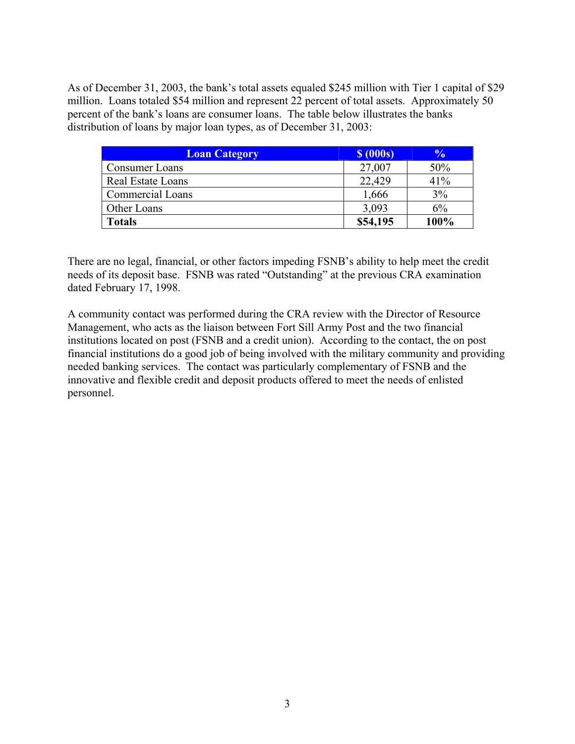As of December 31, 2003, the bank's total assets equaled $245 million with Tier 1 capital of $29 million. Loans totaled $54 million and represent 22 percent of total assets. Approximately 50 percent of the bank's loans are consumer loans. The table below illustrates the banks distribution of loans by major loan types, as of December 31, 2003:

| Loan Category | $ (000s) | % |
|---|---|---|
| Consumer Loans | 27,007 | 50% |
| Real Estate Loans | 22,429 | 41% |
| Commercial Loans | 1,666 | 3% |
| Other Loans | 3,093 | 6% |
| **Totals** | **$54,195** | **100%** |

There are no legal, financial, or other factors impeding FSNB's ability to help meet the credit needs of its deposit base. FSNB was rated "Outstanding" at the previous CRA examination dated February 17, 1998.

A community contact was performed during the CRA review with the Director of Resource Management, who acts as the liaison between Fort Sill Army Post and the two financial institutions located on post (FSNB and a credit union). According to the contact, the on post financial institutions do a good job of being involved with the military community and providing needed banking services. The contact was particularly complementary of FSNB and the innovative and flexible credit and deposit products offered to meet the needs of enlisted personnel.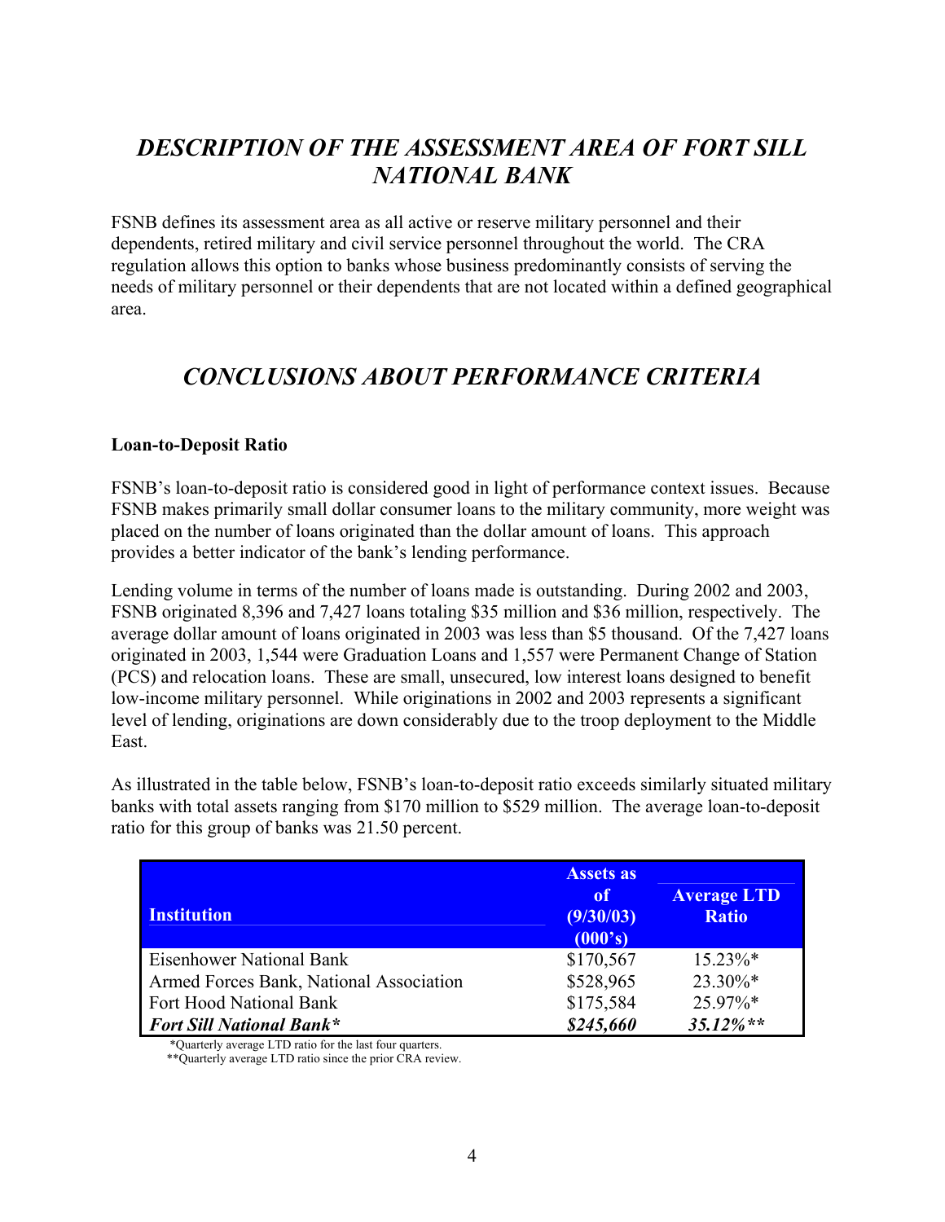# *DESCRIPTION OF THE ASSESSMENT AREA OF FORT SILL NATIONAL BANK*

FSNB defines its assessment area as all active or reserve military personnel and their dependents, retired military and civil service personnel throughout the world. The CRA regulation allows this option to banks whose business predominantly consists of serving the needs of military personnel or their dependents that are not located within a defined geographical area.

# *CONCLUSIONS ABOUT PERFORMANCE CRITERIA*

**Loan-to-Deposit Ratio**

FSNB's loan-to-deposit ratio is considered good in light of performance context issues. Because FSNB makes primarily small dollar consumer loans to the military community, more weight was placed on the number of loans originated than the dollar amount of loans. This approach provides a better indicator of the bank's lending performance.

Lending volume in terms of the number of loans made is outstanding. During 2002 and 2003, FSNB originated 8,396 and 7,427 loans totaling $35 million and $36 million, respectively. The average dollar amount of loans originated in 2003 was less than $5 thousand. Of the 7,427 loans originated in 2003, 1,544 were Graduation Loans and 1,557 were Permanent Change of Station (PCS) and relocation loans. These are small, unsecured, low interest loans designed to benefit low-income military personnel. While originations in 2002 and 2003 represents a significant level of lending, originations are down considerably due to the troop deployment to the Middle East.

As illustrated in the table below, FSNB's loan-to-deposit ratio exceeds similarly situated military banks with total assets ranging from $170 million to $529 million. The average loan-to-deposit ratio for this group of banks was 21.50 percent.

| Institution | Assets as of (9/30/03) (000's) | Average LTD Ratio |
|---|---|---|
| Eisenhower National Bank | $170,567 | 15.23%* |
| Armed Forces Bank, National Association | $528,965 | 23.30%* |
| Fort Hood National Bank | $175,584 | 25.97%* |
| ***Fort Sill National Bank**** | ***$245,660*** | ***35.12%**** |

*Quarterly average LTD ratio for the last four quarters.
**Quarterly average LTD ratio since the prior CRA review.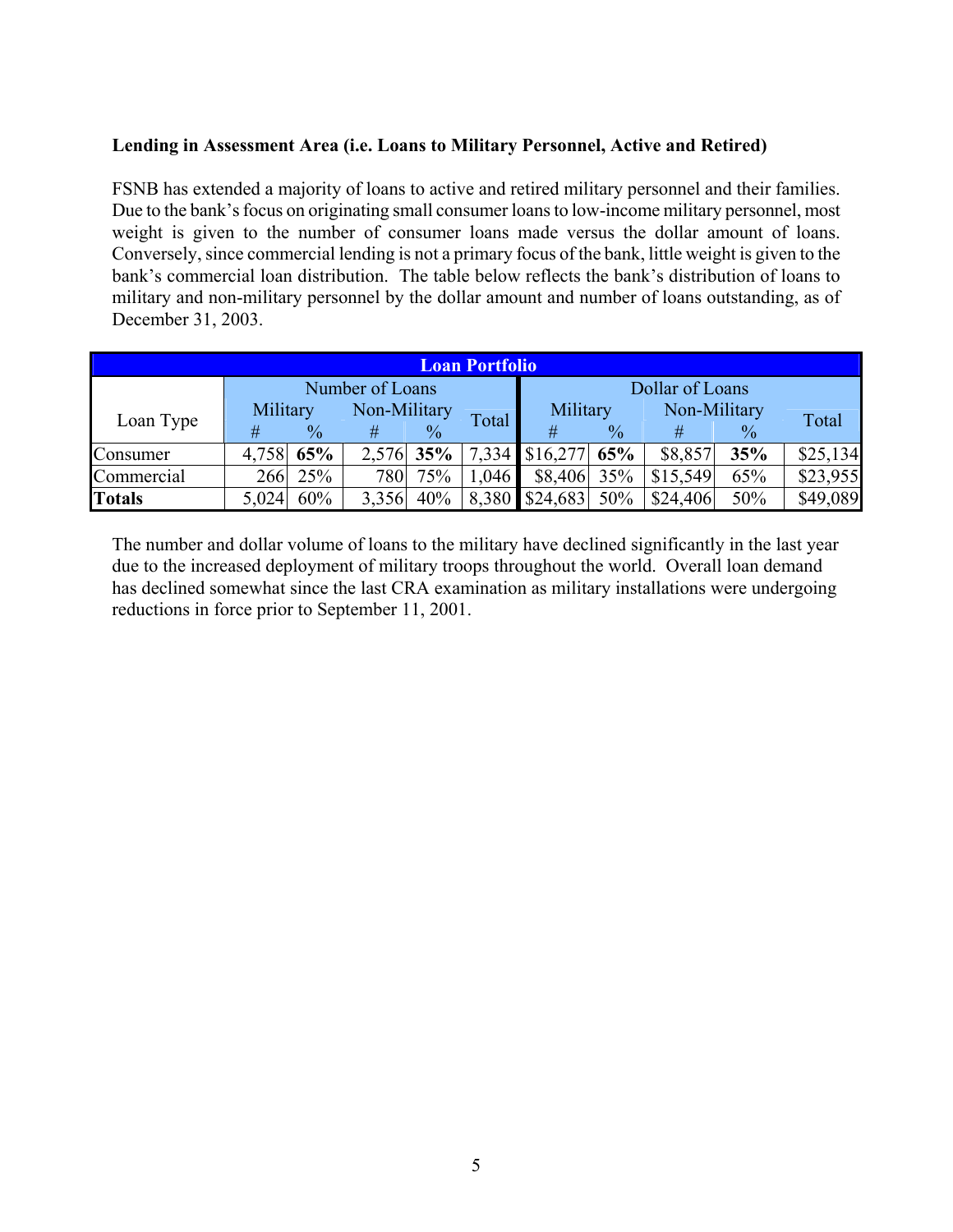**Lending in Assessment Area (i.e. Loans to Military Personnel, Active and Retired)**

FSNB has extended a majority of loans to active and retired military personnel and their families. Due to the bank's focus on originating small consumer loans to low-income military personnel, most weight is given to the number of consumer loans made versus the dollar amount of loans. Conversely, since commercial lending is not a primary focus of the bank, little weight is given to the bank's commercial loan distribution. The table below reflects the bank's distribution of loans to military and non-military personnel by the dollar amount and number of loans outstanding, as of December 31, 2003.

| Loan Portfolio | | | | | | | | | | |
|---|---|---|---|---|---|---|---|---|---|---|
| Loan Type | Number of Loans | | | | | Dollar of Loans | | | | |
| | Military | | Non-Military | | Total | Military | | Non-Military | | Total |
| | # | % | # | % | | # | % | # | % | |
| Consumer | 4,758 | **65%** | 2,576 | **35%** | 7,334 | $16,277 | **65%** | $8,857 | **35%** | $25,134 |
| Commercial | 266 | 25% | 780 | 75% | 1,046 | $8,406 | 35% | $15,549 | 65% | $23,955 |
| **Totals** | 5,024 | 60% | 3,356 | 40% | 8,380 | $24,683 | 50% | $24,406 | 50% | $49,089 |

The number and dollar volume of loans to the military have declined significantly in the last year due to the increased deployment of military troops throughout the world. Overall loan demand has declined somewhat since the last CRA examination as military installations were undergoing reductions in force prior to September 11, 2001.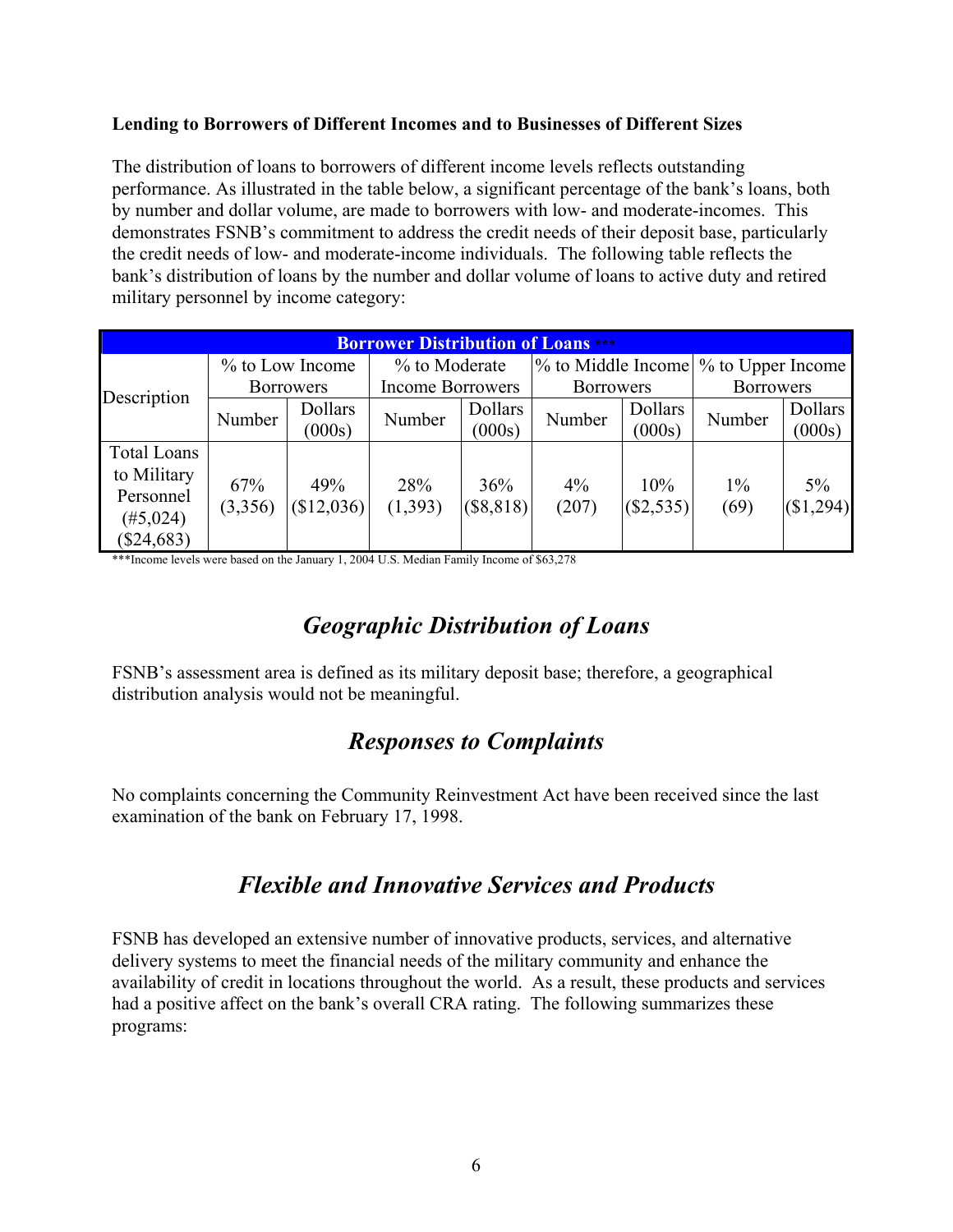**Lending to Borrowers of Different Incomes and to Businesses of Different Sizes**

The distribution of loans to borrowers of different income levels reflects outstanding performance. As illustrated in the table below, a significant percentage of the bank's loans, both by number and dollar volume, are made to borrowers with low- and moderate-incomes. This demonstrates FSNB's commitment to address the credit needs of their deposit base, particularly the credit needs of low- and moderate-income individuals. The following table reflects the bank's distribution of loans by the number and dollar volume of loans to active duty and retired military personnel by income category:

| Borrower Distribution of Loans *** | | | | | | | | |
|---|---|---|---|---|---|---|---|---|
| Description | % to Low Income Borrowers | | % to Moderate Income Borrowers | | % to Middle Income Borrowers | | % to Upper Income Borrowers | |
| | Number | Dollars (000s) | Number | Dollars (000s) | Number | Dollars (000s) | Number | Dollars (000s) |
| Total Loans to Military Personnel (#5,024) ($24,683) | 67% (3,356) | 49% ($12,036) | 28% (1,393) | 36% ($8,818) | 4% (207) | 10% ($2,535) | 1% (69) | 5% ($1,294) |

***Income levels were based on the January 1, 2004 U.S. Median Family Income of $63,278

## *Geographic Distribution of Loans*

FSNB's assessment area is defined as its military deposit base; therefore, a geographical distribution analysis would not be meaningful.

## *Responses to Complaints*

No complaints concerning the Community Reinvestment Act have been received since the last examination of the bank on February 17, 1998.

## *Flexible and Innovative Services and Products*

FSNB has developed an extensive number of innovative products, services, and alternative delivery systems to meet the financial needs of the military community and enhance the availability of credit in locations throughout the world. As a result, these products and services had a positive affect on the bank's overall CRA rating. The following summarizes these programs: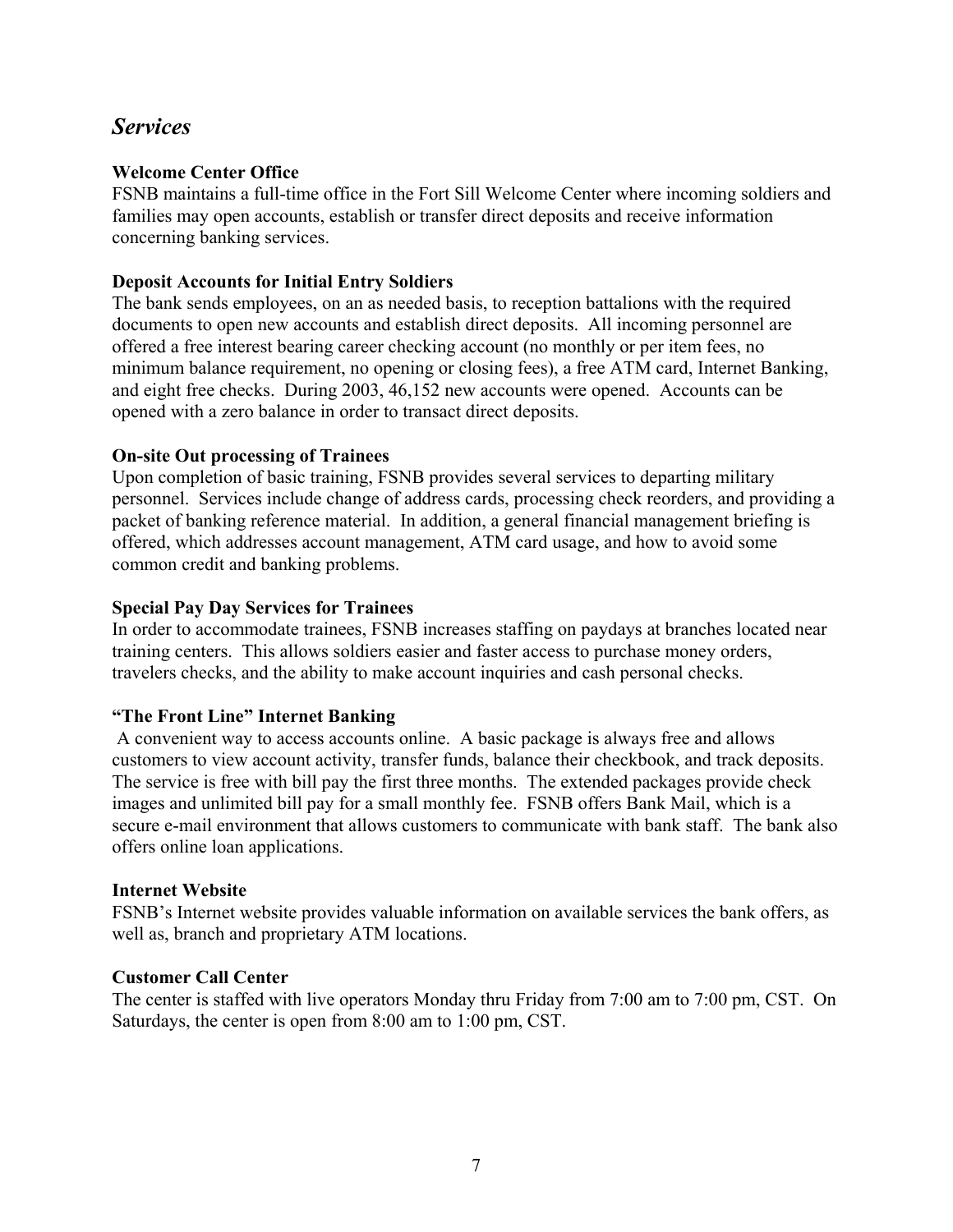## *Services*

**Welcome Center Office**
FSNB maintains a full-time office in the Fort Sill Welcome Center where incoming soldiers and families may open accounts, establish or transfer direct deposits and receive information concerning banking services.

**Deposit Accounts for Initial Entry Soldiers**
The bank sends employees, on an as needed basis, to reception battalions with the required documents to open new accounts and establish direct deposits. All incoming personnel are offered a free interest bearing career checking account (no monthly or per item fees, no minimum balance requirement, no opening or closing fees), a free ATM card, Internet Banking, and eight free checks. During 2003, 46,152 new accounts were opened. Accounts can be opened with a zero balance in order to transact direct deposits.

**On-site Out processing of Trainees**
Upon completion of basic training, FSNB provides several services to departing military personnel. Services include change of address cards, processing check reorders, and providing a packet of banking reference material. In addition, a general financial management briefing is offered, which addresses account management, ATM card usage, and how to avoid some common credit and banking problems.

**Special Pay Day Services for Trainees**
In order to accommodate trainees, FSNB increases staffing on paydays at branches located near training centers. This allows soldiers easier and faster access to purchase money orders, travelers checks, and the ability to make account inquiries and cash personal checks.

**"The Front Line" Internet Banking**
A convenient way to access accounts online. A basic package is always free and allows customers to view account activity, transfer funds, balance their checkbook, and track deposits. The service is free with bill pay the first three months. The extended packages provide check images and unlimited bill pay for a small monthly fee. FSNB offers Bank Mail, which is a secure e-mail environment that allows customers to communicate with bank staff. The bank also offers online loan applications.

**Internet Website**
FSNB's Internet website provides valuable information on available services the bank offers, as well as, branch and proprietary ATM locations.

**Customer Call Center**
The center is staffed with live operators Monday thru Friday from 7:00 am to 7:00 pm, CST. On Saturdays, the center is open from 8:00 am to 1:00 pm, CST.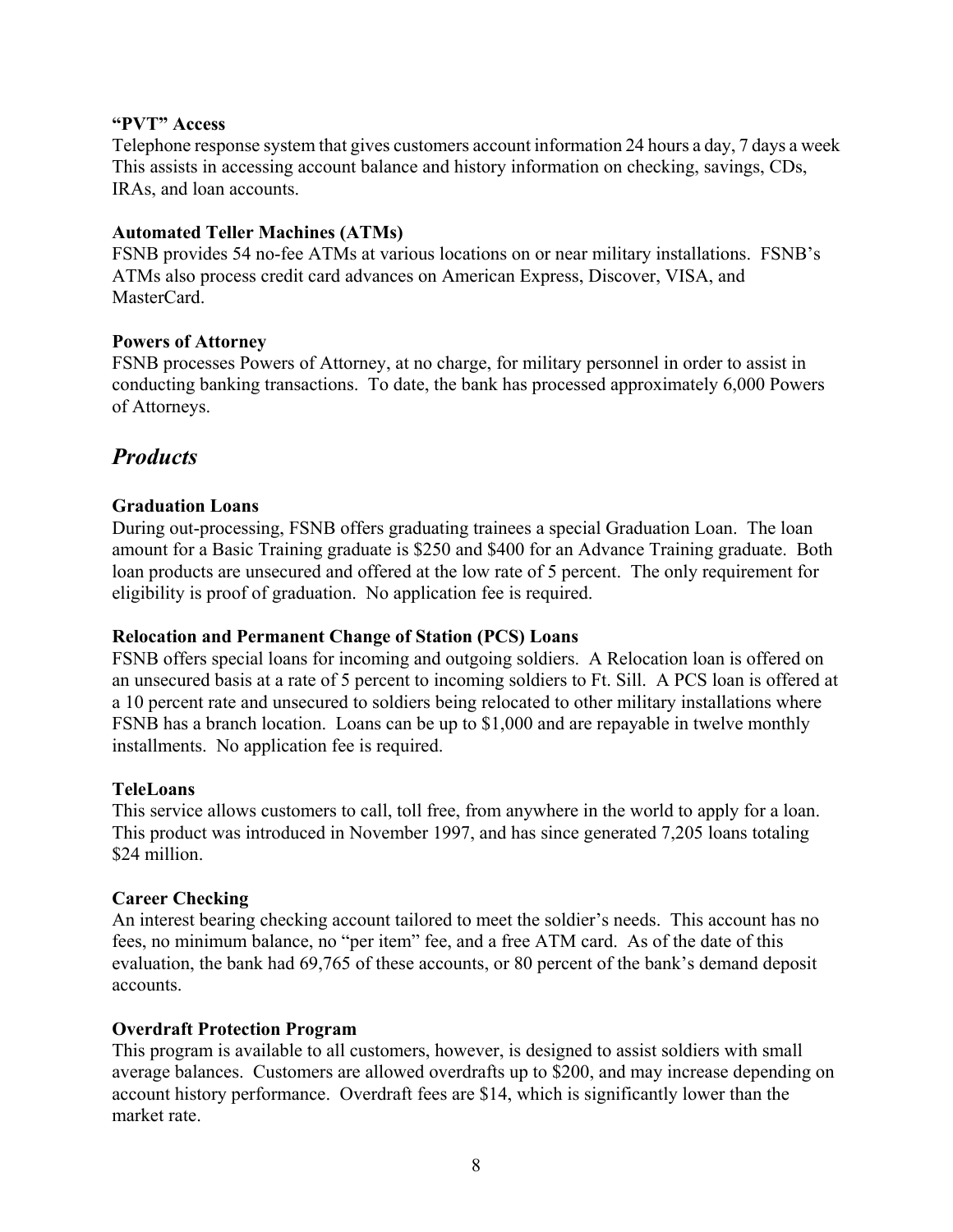**"PVT" Access**
Telephone response system that gives customers account information 24 hours a day, 7 days a week This assists in accessing account balance and history information on checking, savings, CDs, IRAs, and loan accounts.

**Automated Teller Machines (ATMs)**
FSNB provides 54 no-fee ATMs at various locations on or near military installations. FSNB's ATMs also process credit card advances on American Express, Discover, VISA, and MasterCard.

**Powers of Attorney**
FSNB processes Powers of Attorney, at no charge, for military personnel in order to assist in conducting banking transactions. To date, the bank has processed approximately 6,000 Powers of Attorneys.

## *Products*

**Graduation Loans**
During out-processing, FSNB offers graduating trainees a special Graduation Loan. The loan amount for a Basic Training graduate is $250 and $400 for an Advance Training graduate. Both loan products are unsecured and offered at the low rate of 5 percent. The only requirement for eligibility is proof of graduation. No application fee is required.

**Relocation and Permanent Change of Station (PCS) Loans**
FSNB offers special loans for incoming and outgoing soldiers. A Relocation loan is offered on an unsecured basis at a rate of 5 percent to incoming soldiers to Ft. Sill. A PCS loan is offered at a 10 percent rate and unsecured to soldiers being relocated to other military installations where FSNB has a branch location. Loans can be up to $1,000 and are repayable in twelve monthly installments. No application fee is required.

**TeleLoans**
This service allows customers to call, toll free, from anywhere in the world to apply for a loan. This product was introduced in November 1997, and has since generated 7,205 loans totaling $24 million.

**Career Checking**
An interest bearing checking account tailored to meet the soldier's needs. This account has no fees, no minimum balance, no "per item" fee, and a free ATM card. As of the date of this evaluation, the bank had 69,765 of these accounts, or 80 percent of the bank's demand deposit accounts.

**Overdraft Protection Program**
This program is available to all customers, however, is designed to assist soldiers with small average balances. Customers are allowed overdrafts up to $200, and may increase depending on account history performance. Overdraft fees are $14, which is significantly lower than the market rate.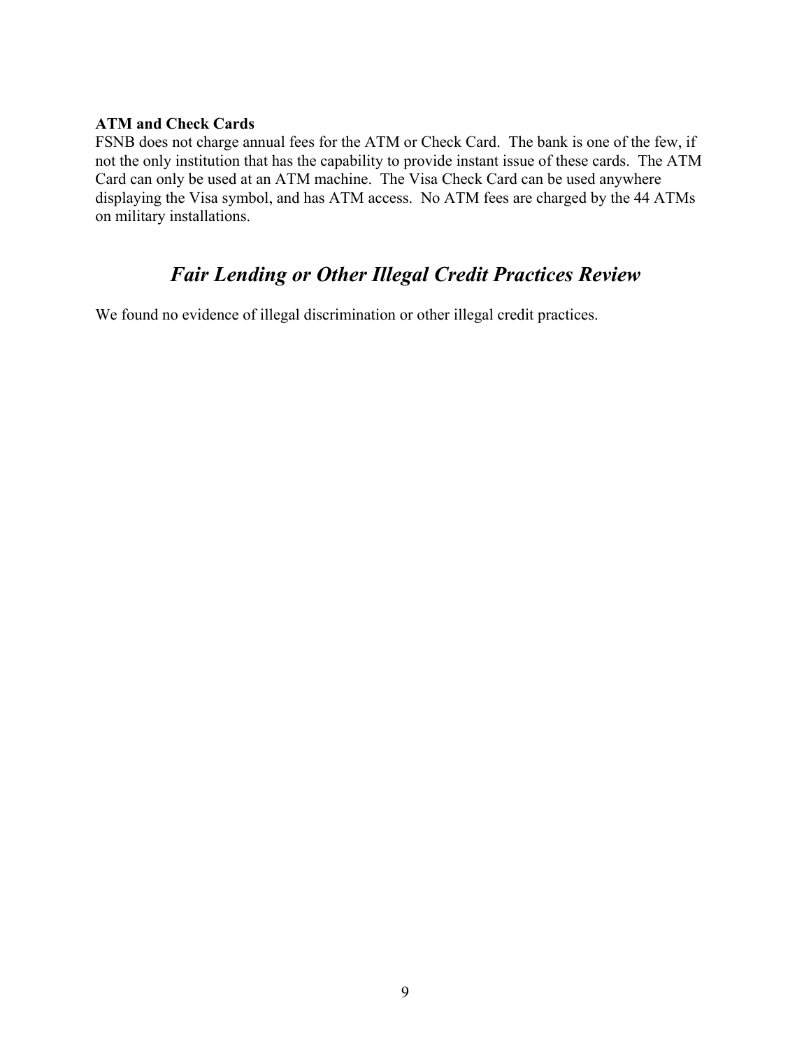**ATM and Check Cards**

FSNB does not charge annual fees for the ATM or Check Card. The bank is one of the few, if not the only institution that has the capability to provide instant issue of these cards. The ATM Card can only be used at an ATM machine. The Visa Check Card can be used anywhere displaying the Visa symbol, and has ATM access. No ATM fees are charged by the 44 ATMs on military installations.

## *Fair Lending or Other Illegal Credit Practices Review*

We found no evidence of illegal discrimination or other illegal credit practices.